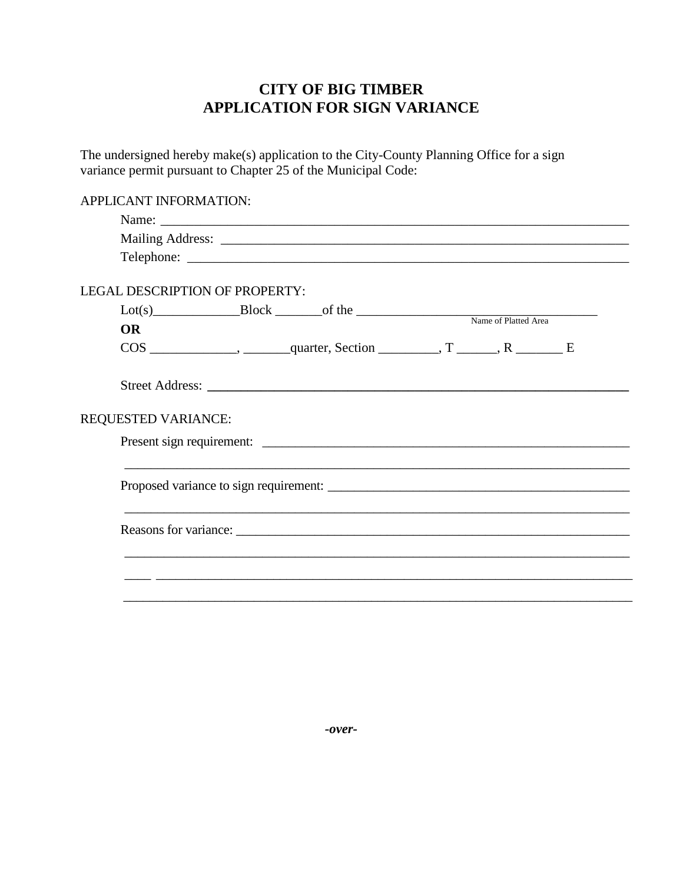# CITY OF BIG TIMBER
# APPLICATION FOR SIGN VARIANCE

The undersigned hereby make(s) application to the City-County Planning Office for a sign variance permit pursuant to Chapter 25 of the Municipal Code:

APPLICANT INFORMATION:

Name: ____________________________________________________________________

Mailing Address: ___________________________________________________________

Telephone: ________________________________________________________________

LEGAL DESCRIPTION OF PROPERTY:

Lot(s)_____________Block _______of the ___________________________________
Name of Platted Area

**OR**

COS _____________, _______quarter, Section _________, T ______, R _______ E

Street Address: ____________________________________________________________

REQUESTED VARIANCE:

Present sign requirement: ____________________________________________________

______________________________________________________________________________

Proposed variance to sign requirement: _________________________________________

______________________________________________________________________________

Reasons for variance: ________________________________________________________

______________________________________________________________________________

____ __________________________________________________________________________

______________________________________________________________________________

***-over-***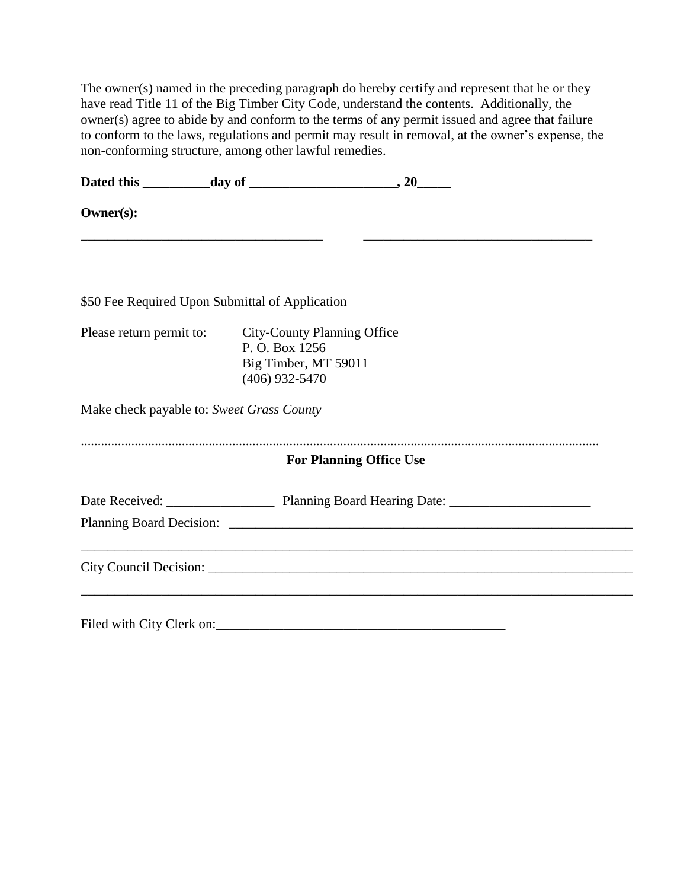The owner(s) named in the preceding paragraph do hereby certify and represent that he or they have read Title 11 of the Big Timber City Code, understand the contents. Additionally, the owner(s) agree to abide by and conform to the terms of any permit issued and agree that failure to conform to the laws, regulations and permit may result in removal, at the owner's expense, the non-conforming structure, among other lawful remedies.

**Dated this __________day of ______________________, 20_____**

**Owner(s):**

_____________________________________          ___________________________________

$50 Fee Required Upon Submittal of Application

Please return permit to: City-County Planning Office
P. O. Box 1256
Big Timber, MT 59011
(406) 932-5470

Make check payable to: *Sweet Grass County*

........................................................................................................................................................

**For Planning Office Use**

Date Received: ________________ Planning Board Hearing Date: _____________________

Planning Board Decision: _______________________________________________________________

_____________________________________________________________________________________

City Council Decision: _________________________________________________________________

_____________________________________________________________________________________

Filed with City Clerk on:____________________________________________